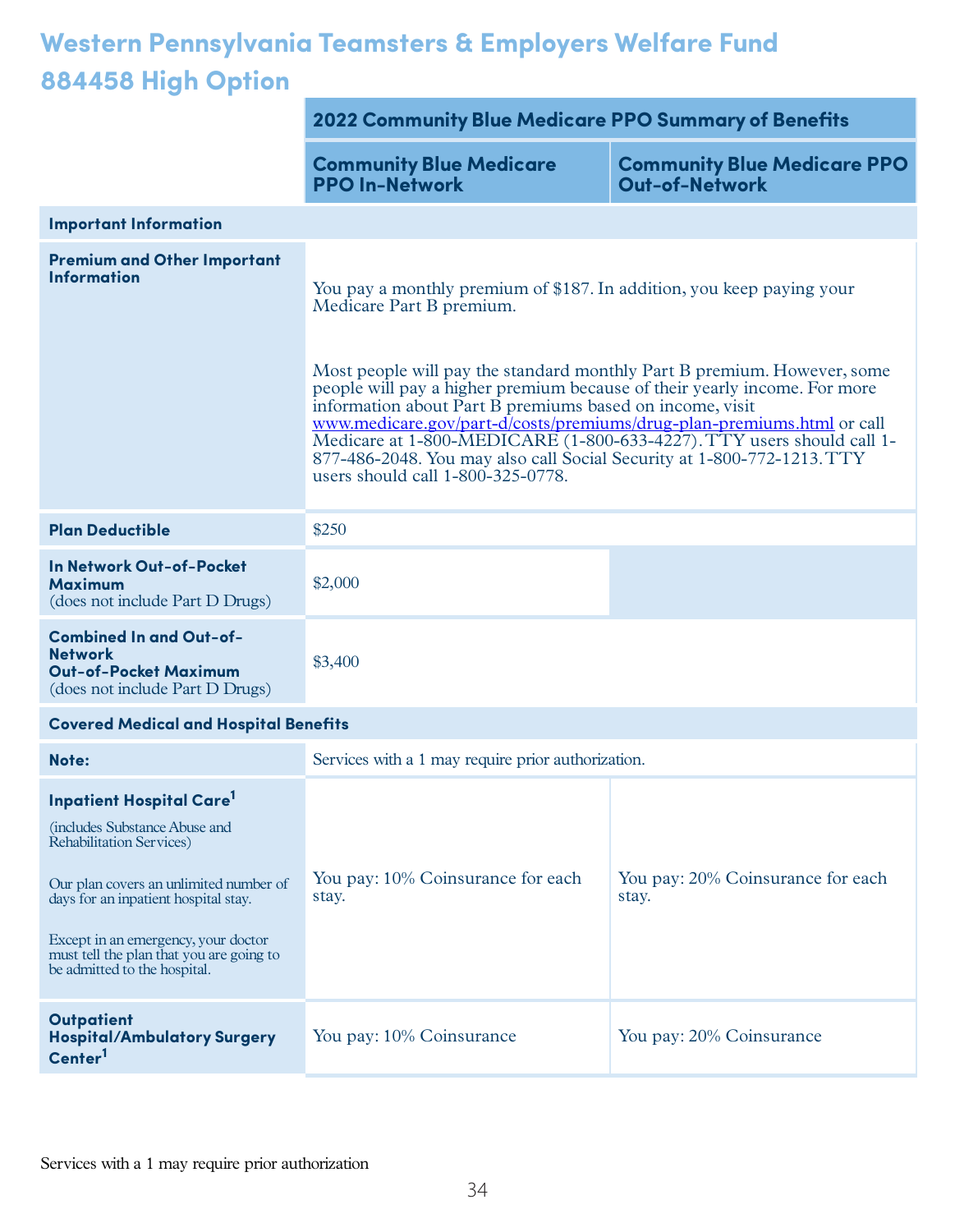# Western Pennsylvania Teamsters & Employers Welfare Fund

# 884458 High Option

| | 2022 Community Blue Medicare PPO Summary of Benefits | |
|---|---|---|
| | **Community Blue Medicare PPO In-Network** | **Community Blue Medicare PPO Out-of-Network** |
| **Important Information** | | |
| **Premium and Other Important Information** | You pay a monthly premium of $187. In addition, you keep paying your Medicare Part B premium.<br><br>Most people will pay the standard monthly Part B premium. However, some people will pay a higher premium because of their yearly income. For more information about Part B premiums based on income, visit www.medicare.gov/part-d/costs/premiums/drug-plan-premiums.html or call Medicare at 1-800-MEDICARE (1-800-633-4227). TTY users should call 1-877-486-2048. You may also call Social Security at 1-800-772-1213. TTY users should call 1-800-325-0778. | |
| **Plan Deductible** | $250 | |
| **In Network Out-of-Pocket Maximum** (does not include Part D Drugs) | $2,000 | |
| **Combined In and Out-of-Network Out-of-Pocket Maximum** (does not include Part D Drugs) | $3,400 | |
| **Covered Medical and Hospital Benefits** | | |
| **Note:** | Services with a 1 may require prior authorization. | |
| **Inpatient Hospital Care[1]** (includes Substance Abuse and Rehabilitation Services)<br><br>Our plan covers an unlimited number of days for an inpatient hospital stay.<br><br>Except in an emergency, your doctor must tell the plan that you are going to be admitted to the hospital. | You pay: 10% Coinsurance for each stay. | You pay: 20% Coinsurance for each stay. |
| **Outpatient Hospital/Ambulatory Surgery Center[1]** | You pay: 10% Coinsurance | You pay: 20% Coinsurance |

Services with a 1 may require prior authorization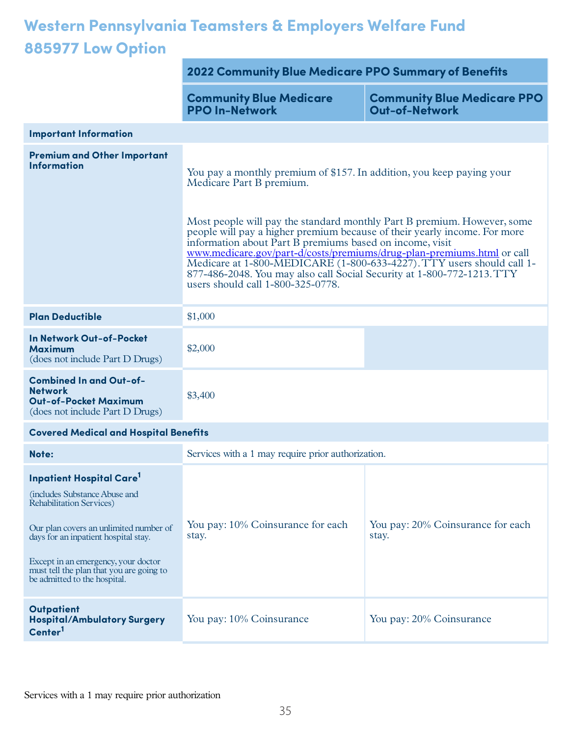# Western Pennsylvania Teamsters & Employers Welfare Fund 885977 Low Option

| | 2022 Community Blue Medicare PPO Summary of Benefits | |
|---|---|---|
| | **Community Blue Medicare PPO In-Network** | **Community Blue Medicare PPO Out-of-Network** |
| **Important Information** | | |
| **Premium and Other Important Information** | You pay a monthly premium of $157. In addition, you keep paying your Medicare Part B premium.<br><br>Most people will pay the standard monthly Part B premium. However, some people will pay a higher premium because of their yearly income. For more information about Part B premiums based on income, visit www.medicare.gov/part-d/costs/premiums/drug-plan-premiums.html or call Medicare at 1-800-MEDICARE (1-800-633-4227). TTY users should call 1-877-486-2048. You may also call Social Security at 1-800-772-1213. TTY users should call 1-800-325-0778. | |
| **Plan Deductible** | $1,000 | |
| **In Network Out-of-Pocket Maximum** (does not include Part D Drugs) | $2,000 | |
| **Combined In and Out-of-Network Out-of-Pocket Maximum** (does not include Part D Drugs) | $3,400 | |
| **Covered Medical and Hospital Benefits** | | |
| **Note:** | Services with a 1 may require prior authorization. | |
| **Inpatient Hospital Care[1]** (includes Substance Abuse and Rehabilitation Services)<br><br>Our plan covers an unlimited number of days for an inpatient hospital stay.<br><br>Except in an emergency, your doctor must tell the plan that you are going to be admitted to the hospital. | You pay: 10% Coinsurance for each stay. | You pay: 20% Coinsurance for each stay. |
| **Outpatient Hospital/Ambulatory Surgery Center[1]** | You pay: 10% Coinsurance | You pay: 20% Coinsurance |

Services with a 1 may require prior authorization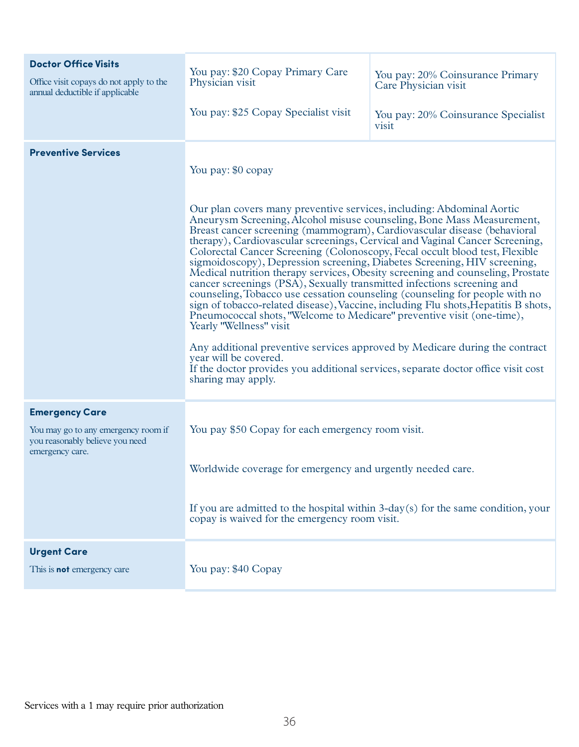| | | |
|---|---|---|
| **Doctor Office Visits**<br>Office visit copays do not apply to the annual deductible if applicable | You pay: $20 Copay Primary Care Physician visit<br><br>You pay: $25 Copay Specialist visit | You pay: 20% Coinsurance Primary Care Physician visit<br><br>You pay: 20% Coinsurance Specialist visit |
| **Preventive Services** | You pay: $0 copay<br><br>Our plan covers many preventive services, including: Abdominal Aortic Aneurysm Screening, Alcohol misuse counseling, Bone Mass Measurement, Breast cancer screening (mammogram), Cardiovascular disease (behavioral therapy), Cardiovascular screenings, Cervical and Vaginal Cancer Screening, Colorectal Cancer Screening (Colonoscopy, Fecal occult blood test, Flexible sigmoidoscopy), Depression screening, Diabetes Screening, HIV screening, Medical nutrition therapy services, Obesity screening and counseling, Prostate cancer screenings (PSA), Sexually transmitted infections screening and counseling, Tobacco use cessation counseling (counseling for people with no sign of tobacco-related disease), Vaccine, including Flu shots, Hepatitis B shots, Pneumococcal shots, "Welcome to Medicare" preventive visit (one-time), Yearly "Wellness" visit<br><br>Any additional preventive services approved by Medicare during the contract year will be covered.<br>If the doctor provides you additional services, separate doctor office visit cost sharing may apply. | |
| **Emergency Care**<br>You may go to any emergency room if you reasonably believe you need emergency care. | You pay $50 Copay for each emergency room visit.<br><br>Worldwide coverage for emergency and urgently needed care.<br><br>If you are admitted to the hospital within 3-day(s) for the same condition, your copay is waived for the emergency room visit. | |
| **Urgent Care**<br>This is **not** emergency care | You pay: $40 Copay | |

Services with a 1 may require prior authorization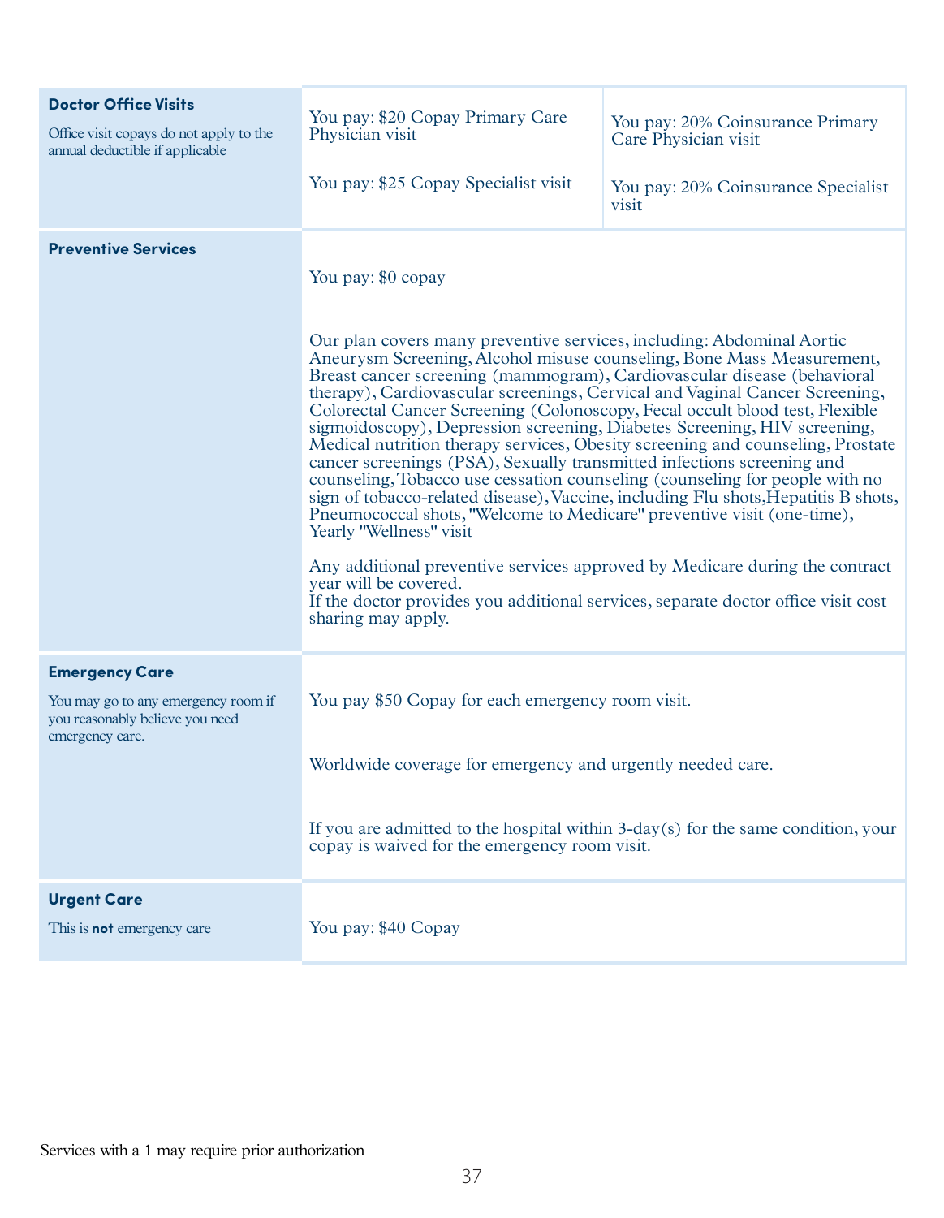| | | |
|---|---|---|
| **Doctor Office Visits**<br><br>Office visit copays do not apply to the annual deductible if applicable | You pay: $20 Copay Primary Care Physician visit<br><br>You pay: $25 Copay Specialist visit | You pay: 20% Coinsurance Primary Care Physician visit<br><br>You pay: 20% Coinsurance Specialist visit |
| **Preventive Services** | You pay: $0 copay<br><br>Our plan covers many preventive services, including: Abdominal Aortic Aneurysm Screening, Alcohol misuse counseling, Bone Mass Measurement, Breast cancer screening (mammogram), Cardiovascular disease (behavioral therapy), Cardiovascular screenings, Cervical and Vaginal Cancer Screening, Colorectal Cancer Screening (Colonoscopy, Fecal occult blood test, Flexible sigmoidoscopy), Depression screening, Diabetes Screening, HIV screening, Medical nutrition therapy services, Obesity screening and counseling, Prostate cancer screenings (PSA), Sexually transmitted infections screening and counseling, Tobacco use cessation counseling (counseling for people with no sign of tobacco-related disease), Vaccine, including Flu shots, Hepatitis B shots, Pneumococcal shots, "Welcome to Medicare" preventive visit (one-time), Yearly "Wellness" visit<br><br>Any additional preventive services approved by Medicare during the contract year will be covered.<br>If the doctor provides you additional services, separate doctor office visit cost sharing may apply. | |
| **Emergency Care**<br><br>You may go to any emergency room if you reasonably believe you need emergency care. | You pay $50 Copay for each emergency room visit.<br><br>Worldwide coverage for emergency and urgently needed care.<br><br>If you are admitted to the hospital within 3-day(s) for the same condition, your copay is waived for the emergency room visit. | |
| **Urgent Care**<br><br>This is **not** emergency care | You pay: $40 Copay | |

Services with a 1 may require prior authorization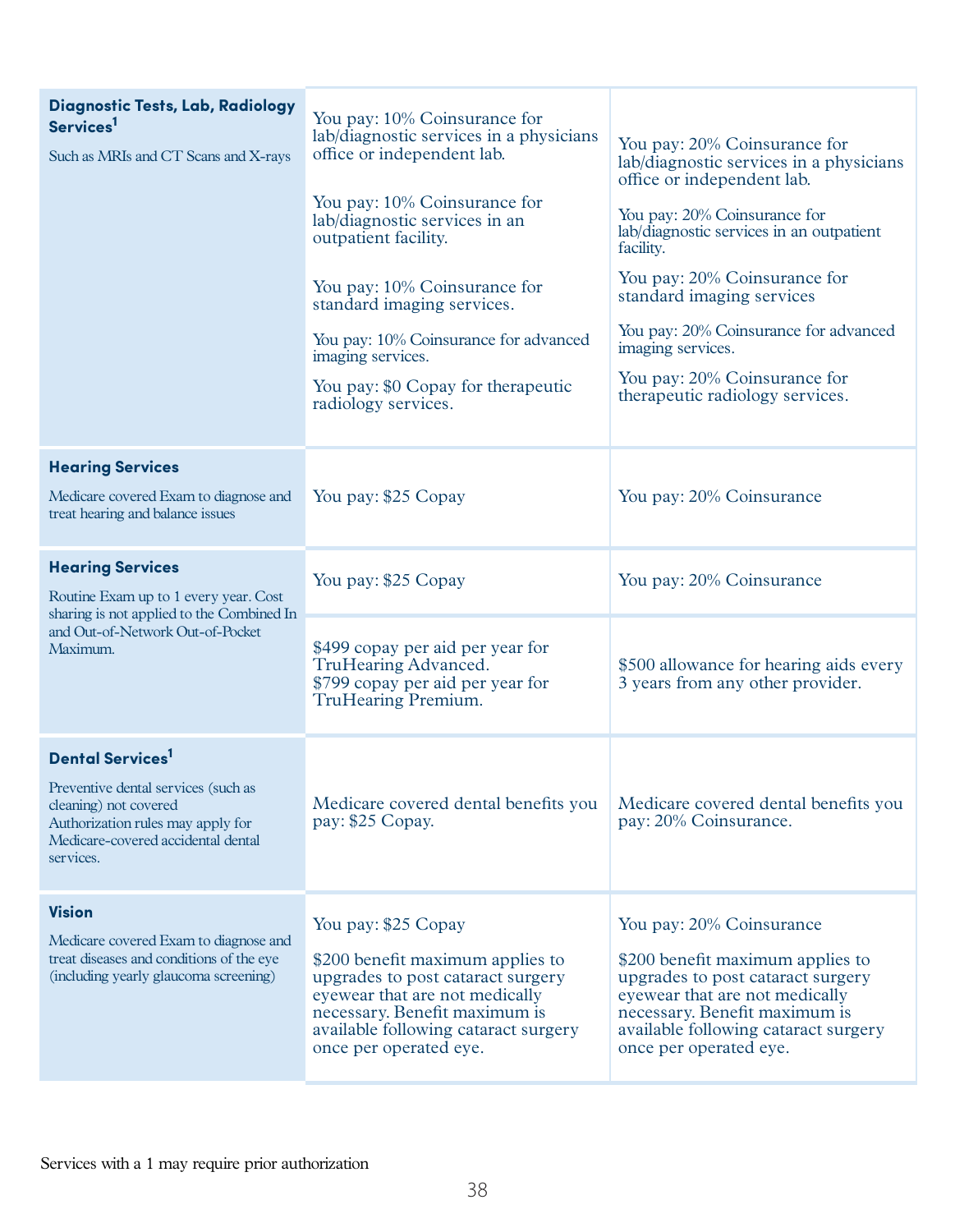| | | |
|---|---|---|
| **Diagnostic Tests, Lab, Radiology Services**[1]<br><br>Such as MRIs and CT Scans and X-rays | You pay: 10% Coinsurance for lab/diagnostic services in a physicians office or independent lab.<br><br>You pay: 10% Coinsurance for lab/diagnostic services in an outpatient facility.<br><br>You pay: 10% Coinsurance for standard imaging services.<br><br>You pay: 10% Coinsurance for advanced imaging services.<br><br>You pay: $0 Copay for therapeutic radiology services. | You pay: 20% Coinsurance for lab/diagnostic services in a physicians office or independent lab.<br><br>You pay: 20% Coinsurance for lab/diagnostic services in an outpatient facility.<br><br>You pay: 20% Coinsurance for standard imaging services<br><br>You pay: 20% Coinsurance for advanced imaging services.<br><br>You pay: 20% Coinsurance for therapeutic radiology services. |
| **Hearing Services**<br><br>Medicare covered Exam to diagnose and treat hearing and balance issues | You pay: $25 Copay | You pay: 20% Coinsurance |
| **Hearing Services**<br><br>Routine Exam up to 1 every year. Cost sharing is not applied to the Combined In and Out-of-Network Out-of-Pocket Maximum. | You pay: $25 Copay | You pay: 20% Coinsurance |
| | $499 copay per aid per year for TruHearing Advanced.<br>$799 copay per aid per year for TruHearing Premium. | $500 allowance for hearing aids every 3 years from any other provider. |
| **Dental Services**[1]<br><br>Preventive dental services (such as cleaning) not covered<br>Authorization rules may apply for Medicare-covered accidental dental services. | Medicare covered dental benefits you pay: $25 Copay. | Medicare covered dental benefits you pay: 20% Coinsurance. |
| **Vision**<br><br>Medicare covered Exam to diagnose and treat diseases and conditions of the eye (including yearly glaucoma screening) | You pay: $25 Copay<br><br>$200 benefit maximum applies to upgrades to post cataract surgery eyewear that are not medically necessary. Benefit maximum is available following cataract surgery once per operated eye. | You pay: 20% Coinsurance<br><br>$200 benefit maximum applies to upgrades to post cataract surgery eyewear that are not medically necessary. Benefit maximum is available following cataract surgery once per operated eye. |

Services with a 1 may require prior authorization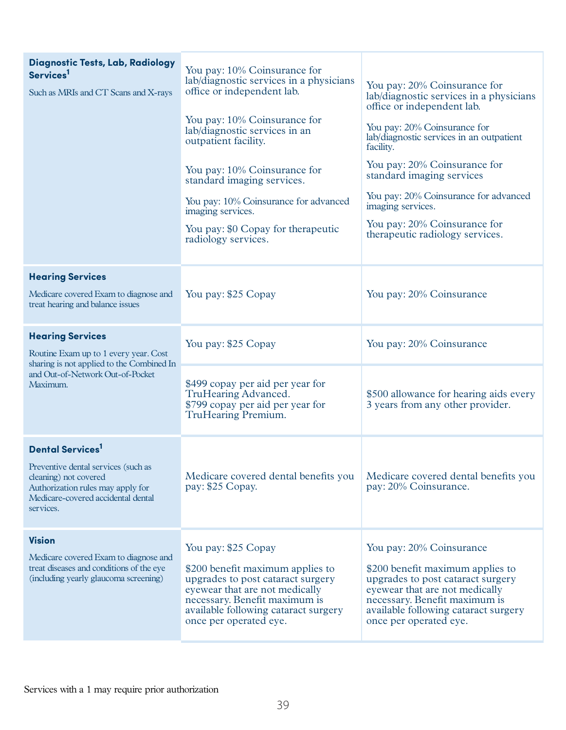| | | |
|---|---|---|
| **Diagnostic Tests, Lab, Radiology Services**[1]<br>Such as MRIs and CT Scans and X-rays | You pay: 10% Coinsurance for lab/diagnostic services in a physicians office or independent lab.<br><br>You pay: 10% Coinsurance for lab/diagnostic services in an outpatient facility.<br><br>You pay: 10% Coinsurance for standard imaging services.<br><br>You pay: 10% Coinsurance for advanced imaging services.<br><br>You pay: $0 Copay for therapeutic radiology services. | You pay: 20% Coinsurance for lab/diagnostic services in a physicians office or independent lab.<br><br>You pay: 20% Coinsurance for lab/diagnostic services in an outpatient facility.<br><br>You pay: 20% Coinsurance for standard imaging services<br><br>You pay: 20% Coinsurance for advanced imaging services.<br><br>You pay: 20% Coinsurance for therapeutic radiology services. |
| **Hearing Services**<br>Medicare covered Exam to diagnose and treat hearing and balance issues | You pay: $25 Copay | You pay: 20% Coinsurance |
| **Hearing Services**<br>Routine Exam up to 1 every year. Cost sharing is not applied to the Combined In and Out-of-Network Out-of-Pocket Maximum. | You pay: $25 Copay | You pay: 20% Coinsurance |
| | $499 copay per aid per year for TruHearing Advanced.<br>$799 copay per aid per year for TruHearing Premium. | $500 allowance for hearing aids every 3 years from any other provider. |
| **Dental Services**[1]<br>Preventive dental services (such as cleaning) not covered<br>Authorization rules may apply for Medicare-covered accidental dental services. | Medicare covered dental benefits you pay: $25 Copay. | Medicare covered dental benefits you pay: 20% Coinsurance. |
| **Vision**<br>Medicare covered Exam to diagnose and treat diseases and conditions of the eye (including yearly glaucoma screening) | You pay: $25 Copay<br><br>$200 benefit maximum applies to upgrades to post cataract surgery eyewear that are not medically necessary. Benefit maximum is available following cataract surgery once per operated eye. | You pay: 20% Coinsurance<br><br>$200 benefit maximum applies to upgrades to post cataract surgery eyewear that are not medically necessary. Benefit maximum is available following cataract surgery once per operated eye. |

Services with a 1 may require prior authorization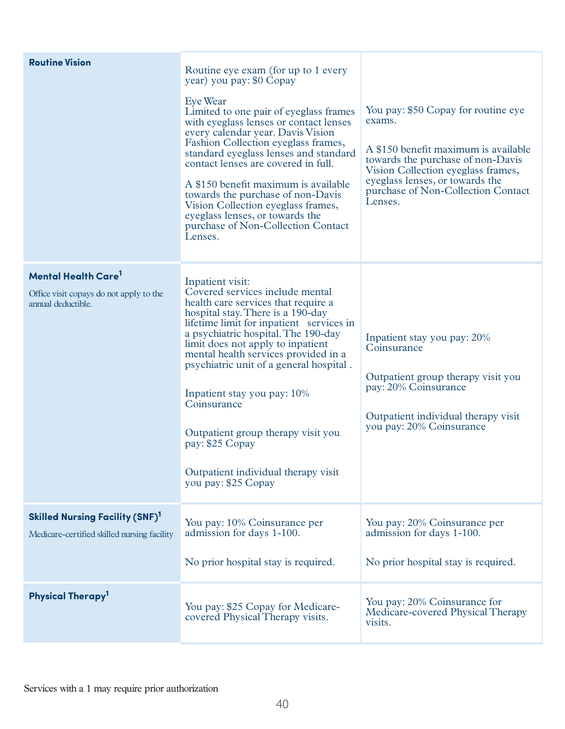| | | |
|---|---|---|
| **Routine Vision** | Routine eye exam (for up to 1 every year) you pay: $0 Copay<br><br>Eye Wear<br>Limited to one pair of eyeglass frames with eyeglass lenses or contact lenses every calendar year. Davis Vision Fashion Collection eyeglass frames, standard eyeglass lenses and standard contact lenses are covered in full.<br><br>A $150 benefit maximum is available towards the purchase of non-Davis Vision Collection eyeglass frames, eyeglass lenses, or towards the purchase of Non-Collection Contact Lenses. | You pay: $50 Copay for routine eye exams.<br><br>A $150 benefit maximum is available towards the purchase of non-Davis Vision Collection eyeglass frames, eyeglass lenses, or towards the purchase of Non-Collection Contact Lenses. |
| **Mental Health Care**[1]<br><br>Office visit copays do not apply to the annual deductible. | Inpatient visit:<br>Covered services include mental health care services that require a hospital stay. There is a 190-day lifetime limit for inpatient services in a psychiatric hospital. The 190-day limit does not apply to inpatient mental health services provided in a psychiatric unit of a general hospital .<br><br>Inpatient stay you pay: 10% Coinsurance<br><br>Outpatient group therapy visit you pay: $25 Copay<br><br>Outpatient individual therapy visit you pay: $25 Copay | Inpatient stay you pay: 20% Coinsurance<br><br>Outpatient group therapy visit you pay: 20% Coinsurance<br><br>Outpatient individual therapy visit you pay: 20% Coinsurance |
| **Skilled Nursing Facility (SNF)**[1]<br><br>Medicare-certified skilled nursing facility | You pay: 10% Coinsurance per admission for days 1-100.<br><br>No prior hospital stay is required. | You pay: 20% Coinsurance per admission for days 1-100.<br><br>No prior hospital stay is required. |
| **Physical Therapy**[1] | You pay: $25 Copay for Medicare-covered Physical Therapy visits. | You pay: 20% Coinsurance for Medicare-covered Physical Therapy visits. |

Services with a 1 may require prior authorization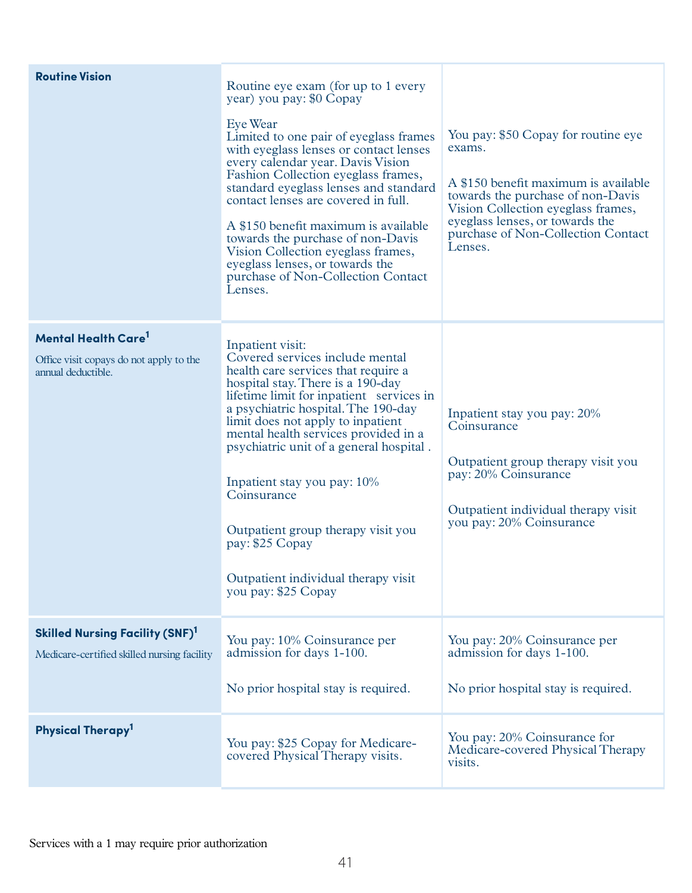| | | |
|---|---|---|
| **Routine Vision** | Routine eye exam (for up to 1 every year) you pay: $0 Copay<br><br>Eye Wear<br>Limited to one pair of eyeglass frames with eyeglass lenses or contact lenses every calendar year. Davis Vision Fashion Collection eyeglass frames, standard eyeglass lenses and standard contact lenses are covered in full.<br><br>A $150 benefit maximum is available towards the purchase of non-Davis Vision Collection eyeglass frames, eyeglass lenses, or towards the purchase of Non-Collection Contact Lenses. | You pay: $50 Copay for routine eye exams.<br><br>A $150 benefit maximum is available towards the purchase of non-Davis Vision Collection eyeglass frames, eyeglass lenses, or towards the purchase of Non-Collection Contact Lenses. |
| **Mental Health Care**[1]<br><br>Office visit copays do not apply to the annual deductible. | Inpatient visit:<br>Covered services include mental health care services that require a hospital stay. There is a 190-day lifetime limit for inpatient services in a psychiatric hospital. The 190-day limit does not apply to inpatient mental health services provided in a psychiatric unit of a general hospital .<br><br>Inpatient stay you pay: 10% Coinsurance<br><br>Outpatient group therapy visit you pay: $25 Copay<br><br>Outpatient individual therapy visit you pay: $25 Copay | Inpatient stay you pay: 20% Coinsurance<br><br>Outpatient group therapy visit you pay: 20% Coinsurance<br><br>Outpatient individual therapy visit you pay: 20% Coinsurance |
| **Skilled Nursing Facility (SNF)**[1]<br><br>Medicare-certified skilled nursing facility | You pay: 10% Coinsurance per admission for days 1-100.<br><br>No prior hospital stay is required. | You pay: 20% Coinsurance per admission for days 1-100.<br><br>No prior hospital stay is required. |
| **Physical Therapy**[1] | You pay: $25 Copay for Medicare-covered Physical Therapy visits. | You pay: 20% Coinsurance for Medicare-covered Physical Therapy visits. |

Services with a 1 may require prior authorization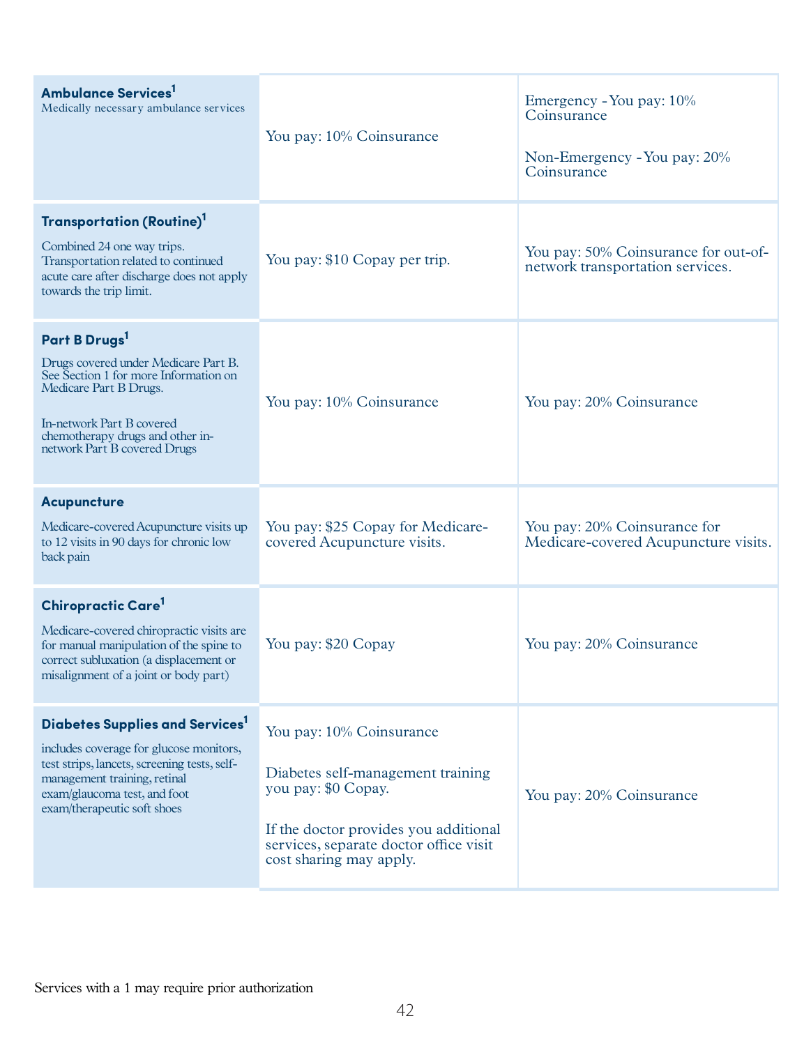| | | |
|---|---|---|
| **Ambulance Services**[1]<br>Medically necessary ambulance services | You pay: 10% Coinsurance | Emergency - You pay: 10% Coinsurance<br><br>Non-Emergency - You pay: 20% Coinsurance |
| **Transportation (Routine)**[1]<br><br>Combined 24 one way trips. Transportation related to continued acute care after discharge does not apply towards the trip limit. | You pay: $10 Copay per trip. | You pay: 50% Coinsurance for out-of-network transportation services. |
| **Part B Drugs**[1]<br><br>Drugs covered under Medicare Part B. See Section 1 for more Information on Medicare Part B Drugs.<br><br>In-network Part B covered chemotherapy drugs and other in-network Part B covered Drugs | You pay: 10% Coinsurance | You pay: 20% Coinsurance |
| **Acupuncture**<br><br>Medicare-covered Acupuncture visits up to 12 visits in 90 days for chronic low back pain | You pay: $25 Copay for Medicare-covered Acupuncture visits. | You pay: 20% Coinsurance for Medicare-covered Acupuncture visits. |
| **Chiropractic Care**[1]<br><br>Medicare-covered chiropractic visits are for manual manipulation of the spine to correct subluxation (a displacement or misalignment of a joint or body part) | You pay: $20 Copay | You pay: 20% Coinsurance |
| **Diabetes Supplies and Services**[1]<br><br>includes coverage for glucose monitors, test strips, lancets, screening tests, self-management training, retinal exam/glaucoma test, and foot exam/therapeutic soft shoes | You pay: 10% Coinsurance<br><br>Diabetes self-management training you pay: $0 Copay.<br><br>If the doctor provides you additional services, separate doctor office visit cost sharing may apply. | You pay: 20% Coinsurance |

Services with a 1 may require prior authorization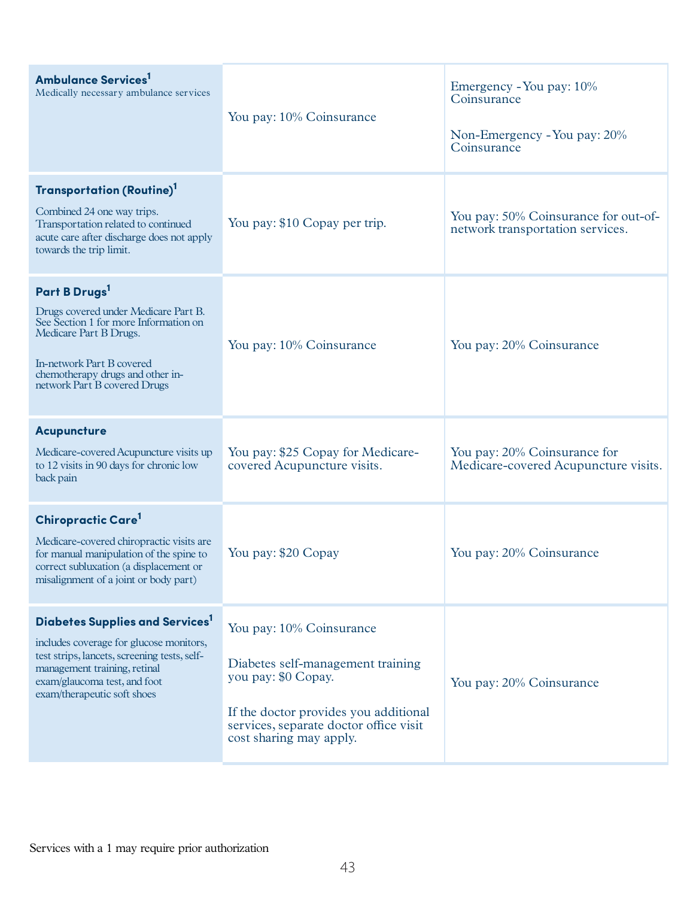| Service | In-Network | Out-of-Network |
|---|---|---|
| **Ambulance Services**[1]<br>Medically necessary ambulance services | You pay: 10% Coinsurance | Emergency - You pay: 10% Coinsurance<br><br>Non-Emergency - You pay: 20% Coinsurance |
| **Transportation (Routine)**[1]<br>Combined 24 one way trips. Transportation related to continued acute care after discharge does not apply towards the trip limit. | You pay: $10 Copay per trip. | You pay: 50% Coinsurance for out-of-network transportation services. |
| **Part B Drugs**[1]<br>Drugs covered under Medicare Part B. See Section 1 for more Information on Medicare Part B Drugs.<br><br>In-network Part B covered chemotherapy drugs and other in-network Part B covered Drugs | You pay: 10% Coinsurance | You pay: 20% Coinsurance |
| **Acupuncture**<br>Medicare-covered Acupuncture visits up to 12 visits in 90 days for chronic low back pain | You pay: $25 Copay for Medicare-covered Acupuncture visits. | You pay: 20% Coinsurance for Medicare-covered Acupuncture visits. |
| **Chiropractic Care**[1]<br>Medicare-covered chiropractic visits are for manual manipulation of the spine to correct subluxation (a displacement or misalignment of a joint or body part) | You pay: $20 Copay | You pay: 20% Coinsurance |
| **Diabetes Supplies and Services**[1]<br>includes coverage for glucose monitors, test strips, lancets, screening tests, self-management training, retinal exam/glaucoma test, and foot exam/therapeutic soft shoes | You pay: 10% Coinsurance<br><br>Diabetes self-management training you pay: $0 Copay.<br><br>If the doctor provides you additional services, separate doctor office visit cost sharing may apply. | You pay: 20% Coinsurance |

Services with a 1 may require prior authorization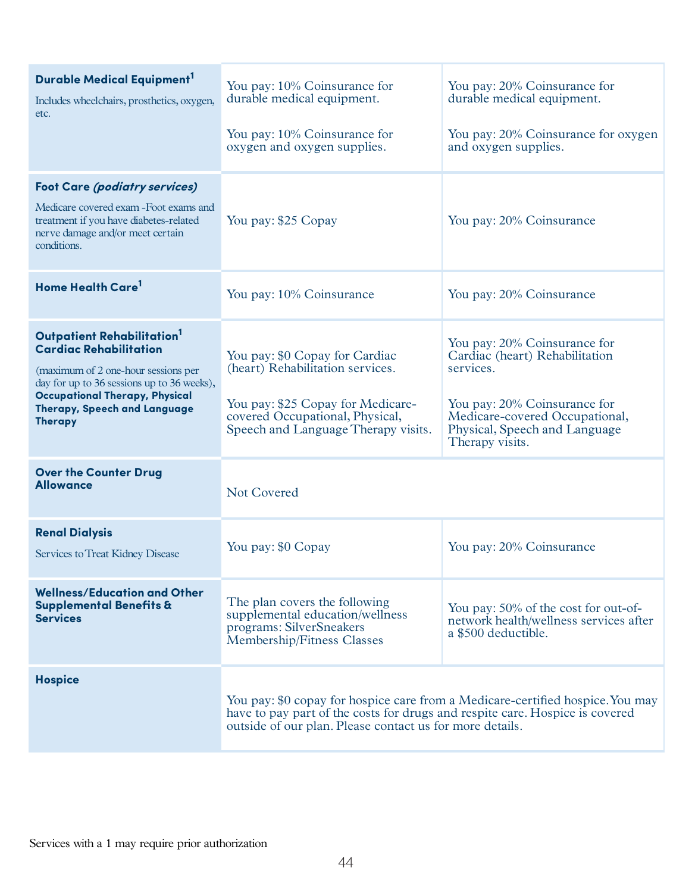| | | |
|---|---|---|
| **Durable Medical Equipment**[1] Includes wheelchairs, prosthetics, oxygen, etc. | You pay: 10% Coinsurance for durable medical equipment.<br><br>You pay: 10% Coinsurance for oxygen and oxygen supplies. | You pay: 20% Coinsurance for durable medical equipment.<br><br>You pay: 20% Coinsurance for oxygen and oxygen supplies. |
| **Foot Care *(podiatry services)*** Medicare covered exam -Foot exams and treatment if you have diabetes-related nerve damage and/or meet certain conditions. | You pay: $25 Copay | You pay: 20% Coinsurance |
| **Home Health Care**[1] | You pay: 10% Coinsurance | You pay: 20% Coinsurance |
| **Outpatient Rehabilitation**[1] **Cardiac Rehabilitation** (maximum of 2 one-hour sessions per day for up to 36 sessions up to 36 weeks), **Occupational Therapy, Physical Therapy, Speech and Language Therapy** | You pay: $0 Copay for Cardiac (heart) Rehabilitation services.<br><br>You pay: $25 Copay for Medicare-covered Occupational, Physical, Speech and Language Therapy visits. | You pay: 20% Coinsurance for Cardiac (heart) Rehabilitation services.<br><br>You pay: 20% Coinsurance for Medicare-covered Occupational, Physical, Speech and Language Therapy visits. |
| **Over the Counter Drug Allowance** | Not Covered | |
| **Renal Dialysis** Services to Treat Kidney Disease | You pay: $0 Copay | You pay: 20% Coinsurance |
| **Wellness/Education and Other Supplemental Benefits & Services** | The plan covers the following supplemental education/wellness programs: SilverSneakers Membership/Fitness Classes | You pay: 50% of the cost for out-of-network health/wellness services after a $500 deductible. |
| **Hospice** | You pay: $0 copay for hospice care from a Medicare-certified hospice. You may have to pay part of the costs for drugs and respite care. Hospice is covered outside of our plan. Please contact us for more details. | |

Services with a 1 may require prior authorization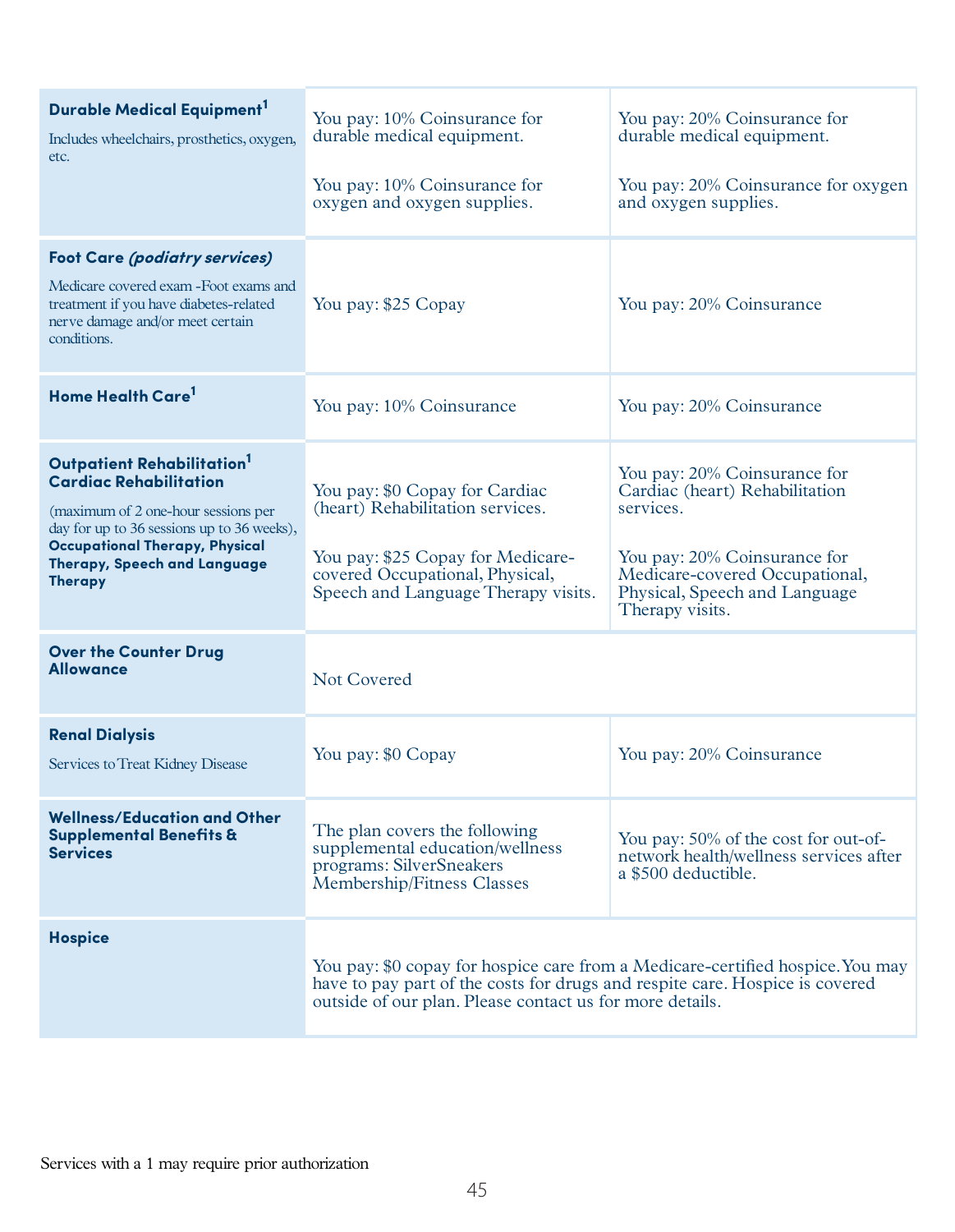| | | |
|---|---|---|
| **Durable Medical Equipment**[1] Includes wheelchairs, prosthetics, oxygen, etc. | You pay: 10% Coinsurance for durable medical equipment. You pay: 10% Coinsurance for oxygen and oxygen supplies. | You pay: 20% Coinsurance for durable medical equipment. You pay: 20% Coinsurance for oxygen and oxygen supplies. |
| **Foot Care *(podiatry services)*** Medicare covered exam -Foot exams and treatment if you have diabetes-related nerve damage and/or meet certain conditions. | You pay: $25 Copay | You pay: 20% Coinsurance |
| **Home Health Care**[1] | You pay: 10% Coinsurance | You pay: 20% Coinsurance |
| **Outpatient Rehabilitation**[1] **Cardiac Rehabilitation** (maximum of 2 one-hour sessions per day for up to 36 sessions up to 36 weeks), **Occupational Therapy, Physical Therapy, Speech and Language Therapy** | You pay: $0 Copay for Cardiac (heart) Rehabilitation services. You pay: $25 Copay for Medicare-covered Occupational, Physical, Speech and Language Therapy visits. | You pay: 20% Coinsurance for Cardiac (heart) Rehabilitation services. You pay: 20% Coinsurance for Medicare-covered Occupational, Physical, Speech and Language Therapy visits. |
| **Over the Counter Drug Allowance** | Not Covered | |
| **Renal Dialysis** Services to Treat Kidney Disease | You pay: $0 Copay | You pay: 20% Coinsurance |
| **Wellness/Education and Other Supplemental Benefits & Services** | The plan covers the following supplemental education/wellness programs: SilverSneakers Membership/Fitness Classes | You pay: 50% of the cost for out-of-network health/wellness services after a $500 deductible. |
| **Hospice** | You pay: $0 copay for hospice care from a Medicare-certified hospice. You may have to pay part of the costs for drugs and respite care. Hospice is covered outside of our plan. Please contact us for more details. | |

Services with a 1 may require prior authorization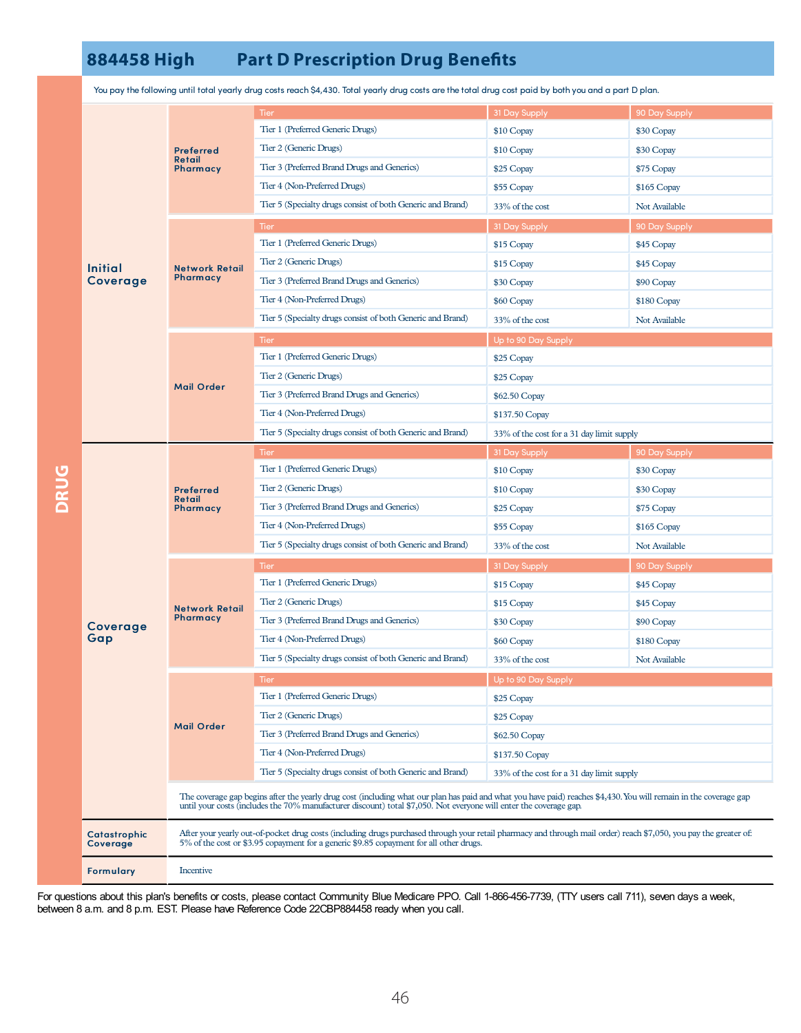# 884458 High — Part D Prescription Drug Benefits

**DRUG**

You pay the following until total yearly drug costs reach $4,430. Total yearly drug costs are the total drug cost paid by both you and a part D plan.

## Initial Coverage

**Preferred Retail Pharmacy**

| Tier | 31 Day Supply | 90 Day Supply |
|---|---|---|
| Tier 1 (Preferred Generic Drugs) | $10 Copay | $30 Copay |
| Tier 2 (Generic Drugs) | $10 Copay | $30 Copay |
| Tier 3 (Preferred Brand Drugs and Generics) | $25 Copay | $75 Copay |
| Tier 4 (Non-Preferred Drugs) | $55 Copay | $165 Copay |
| Tier 5 (Specialty drugs consist of both Generic and Brand) | 33% of the cost | Not Available |

**Network Retail Pharmacy**

| Tier | 31 Day Supply | 90 Day Supply |
|---|---|---|
| Tier 1 (Preferred Generic Drugs) | $15 Copay | $45 Copay |
| Tier 2 (Generic Drugs) | $15 Copay | $45 Copay |
| Tier 3 (Preferred Brand Drugs and Generics) | $30 Copay | $90 Copay |
| Tier 4 (Non-Preferred Drugs) | $60 Copay | $180 Copay |
| Tier 5 (Specialty drugs consist of both Generic and Brand) | 33% of the cost | Not Available |

**Mail Order**

| Tier | Up to 90 Day Supply |
|---|---|
| Tier 1 (Preferred Generic Drugs) | $25 Copay |
| Tier 2 (Generic Drugs) | $25 Copay |
| Tier 3 (Preferred Brand Drugs and Generics) | $62.50 Copay |
| Tier 4 (Non-Preferred Drugs) | $137.50 Copay |
| Tier 5 (Specialty drugs consist of both Generic and Brand) | 33% of the cost for a 31 day limit supply |

## Coverage Gap

**Preferred Retail Pharmacy**

| Tier | 31 Day Supply | 90 Day Supply |
|---|---|---|
| Tier 1 (Preferred Generic Drugs) | $10 Copay | $30 Copay |
| Tier 2 (Generic Drugs) | $10 Copay | $30 Copay |
| Tier 3 (Preferred Brand Drugs and Generics) | $25 Copay | $75 Copay |
| Tier 4 (Non-Preferred Drugs) | $55 Copay | $165 Copay |
| Tier 5 (Specialty drugs consist of both Generic and Brand) | 33% of the cost | Not Available |

**Network Retail Pharmacy**

| Tier | 31 Day Supply | 90 Day Supply |
|---|---|---|
| Tier 1 (Preferred Generic Drugs) | $15 Copay | $45 Copay |
| Tier 2 (Generic Drugs) | $15 Copay | $45 Copay |
| Tier 3 (Preferred Brand Drugs and Generics) | $30 Copay | $90 Copay |
| Tier 4 (Non-Preferred Drugs) | $60 Copay | $180 Copay |
| Tier 5 (Specialty drugs consist of both Generic and Brand) | 33% of the cost | Not Available |

**Mail Order**

| Tier | Up to 90 Day Supply |
|---|---|
| Tier 1 (Preferred Generic Drugs) | $25 Copay |
| Tier 2 (Generic Drugs) | $25 Copay |
| Tier 3 (Preferred Brand Drugs and Generics) | $62.50 Copay |
| Tier 4 (Non-Preferred Drugs) | $137.50 Copay |
| Tier 5 (Specialty drugs consist of both Generic and Brand) | 33% of the cost for a 31 day limit supply |

The coverage gap begins after the yearly drug cost (including what our plan has paid and what you have paid) reaches $4,430. You will remain in the coverage gap until your costs (includes the 70% manufacturer discount) total $7,050. Not everyone will enter the coverage gap.

## Catastrophic Coverage

After your yearly out-of-pocket drug costs (including drugs purchased through your retail pharmacy and through mail order) reach $7,050, you pay the greater of: 5% of the cost or $3.95 copayment for a generic $9.85 copayment for all other drugs.

## Formulary

Incentive

For questions about this plan's benefits or costs, please contact Community Blue Medicare PPO. Call 1-866-456-7739, (TTY users call 711), seven days a week, between 8 a.m. and 8 p.m. EST. Please have Reference Code 22CBP884458 ready when you call.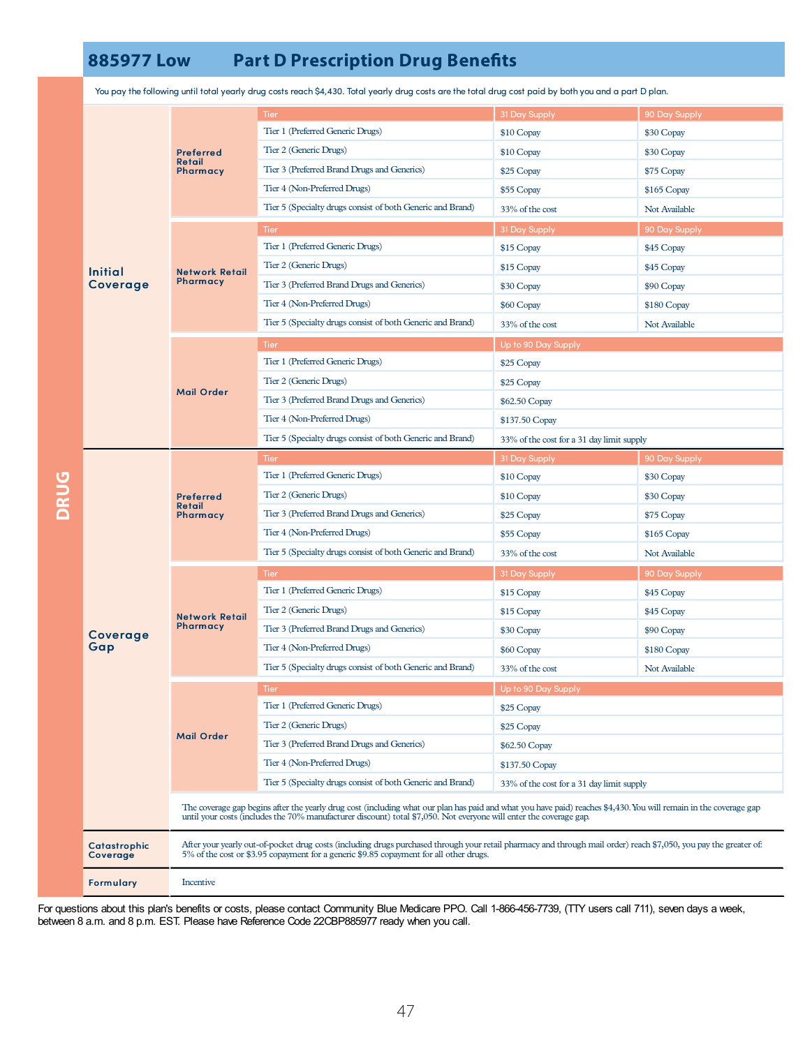## 885977 Low Part D Prescription Drug Benefits

**DRUG**

You pay the following until total yearly drug costs reach $4,430. Total yearly drug costs are the total drug cost paid by both you and a part D plan.

### Initial Coverage

**Preferred Retail Pharmacy**

| Tier | 31 Day Supply | 90 Day Supply |
|---|---|---|
| Tier 1 (Preferred Generic Drugs) | $10 Copay | $30 Copay |
| Tier 2 (Generic Drugs) | $10 Copay | $30 Copay |
| Tier 3 (Preferred Brand Drugs and Generics) | $25 Copay | $75 Copay |
| Tier 4 (Non-Preferred Drugs) | $55 Copay | $165 Copay |
| Tier 5 (Specialty drugs consist of both Generic and Brand) | 33% of the cost | Not Available |

**Network Retail Pharmacy**

| Tier | 31 Day Supply | 90 Day Supply |
|---|---|---|
| Tier 1 (Preferred Generic Drugs) | $15 Copay | $45 Copay |
| Tier 2 (Generic Drugs) | $15 Copay | $45 Copay |
| Tier 3 (Preferred Brand Drugs and Generics) | $30 Copay | $90 Copay |
| Tier 4 (Non-Preferred Drugs) | $60 Copay | $180 Copay |
| Tier 5 (Specialty drugs consist of both Generic and Brand) | 33% of the cost | Not Available |

**Mail Order**

| Tier | Up to 90 Day Supply |
|---|---|
| Tier 1 (Preferred Generic Drugs) | $25 Copay |
| Tier 2 (Generic Drugs) | $25 Copay |
| Tier 3 (Preferred Brand Drugs and Generics) | $62.50 Copay |
| Tier 4 (Non-Preferred Drugs) | $137.50 Copay |
| Tier 5 (Specialty drugs consist of both Generic and Brand) | 33% of the cost for a 31 day limit supply |

### Coverage Gap

**Preferred Retail Pharmacy**

| Tier | 31 Day Supply | 90 Day Supply |
|---|---|---|
| Tier 1 (Preferred Generic Drugs) | $10 Copay | $30 Copay |
| Tier 2 (Generic Drugs) | $10 Copay | $30 Copay |
| Tier 3 (Preferred Brand Drugs and Generics) | $25 Copay | $75 Copay |
| Tier 4 (Non-Preferred Drugs) | $55 Copay | $165 Copay |
| Tier 5 (Specialty drugs consist of both Generic and Brand) | 33% of the cost | Not Available |

**Network Retail Pharmacy**

| Tier | 31 Day Supply | 90 Day Supply |
|---|---|---|
| Tier 1 (Preferred Generic Drugs) | $15 Copay | $45 Copay |
| Tier 2 (Generic Drugs) | $15 Copay | $45 Copay |
| Tier 3 (Preferred Brand Drugs and Generics) | $30 Copay | $90 Copay |
| Tier 4 (Non-Preferred Drugs) | $60 Copay | $180 Copay |
| Tier 5 (Specialty drugs consist of both Generic and Brand) | 33% of the cost | Not Available |

**Mail Order**

| Tier | Up to 90 Day Supply |
|---|---|
| Tier 1 (Preferred Generic Drugs) | $25 Copay |
| Tier 2 (Generic Drugs) | $25 Copay |
| Tier 3 (Preferred Brand Drugs and Generics) | $62.50 Copay |
| Tier 4 (Non-Preferred Drugs) | $137.50 Copay |
| Tier 5 (Specialty drugs consist of both Generic and Brand) | 33% of the cost for a 31 day limit supply |

The coverage gap begins after the yearly drug cost (including what our plan has paid and what you have paid) reaches $4,430. You will remain in the coverage gap until your costs (includes the 70% manufacturer discount) total $7,050. Not everyone will enter the coverage gap.

### Catastrophic Coverage

After your yearly out-of-pocket drug costs (including drugs purchased through your retail pharmacy and through mail order) reach $7,050, you pay the greater of: 5% of the cost or $3.95 copayment for a generic $9.85 copayment for all other drugs.

### Formulary

Incentive

For questions about this plan's benefits or costs, please contact Community Blue Medicare PPO. Call 1-866-456-7739, (TTY users call 711), seven days a week, between 8 a.m. and 8 p.m. EST. Please have Reference Code 22CBP885977 ready when you call.